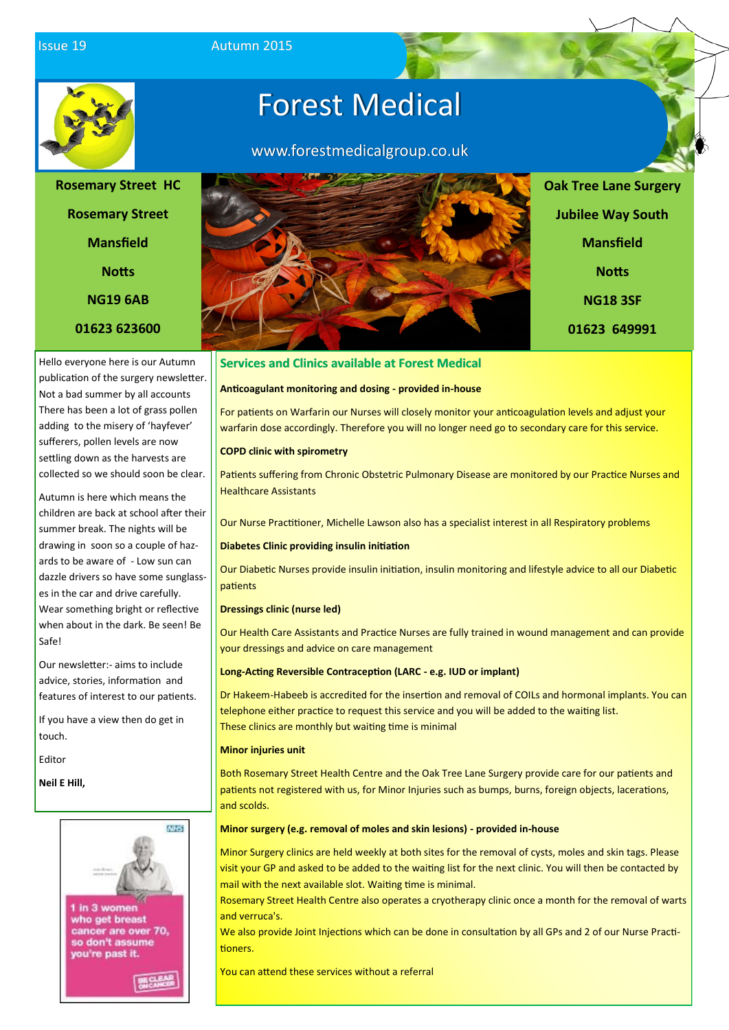Issue 19 Autumn 2015

# Forest Medical

www.forestmedicalgroup.co.uk

**Rosemary Street HC**
**Rosemary Street**
**Mansfield**
**Notts**
**NG19 6AB**
**01623 623600**

**Oak Tree Lane Surgery**
**Jubilee Way South**
**Mansfield**
**Notts**
**NG18 3SF**
**01623 649991**

Hello everyone here is our Autumn publication of the surgery newsletter. Not a bad summer by all accounts There has been a lot of grass pollen adding to the misery of 'hayfever' sufferers, pollen levels are now settling down as the harvests are collected so we should soon be clear.

Autumn is here which means the children are back at school after their summer break. The nights will be drawing in soon so a couple of hazards to be aware of - Low sun can dazzle drivers so have some sunglasses in the car and drive carefully. Wear something bright or reflective when about in the dark. Be seen! Be Safe!

Our newsletter:- aims to include advice, stories, information and features of interest to our patients.

If you have a view then do get in touch.

Editor

**Neil E Hill,**

NHS

1 in 3 women who get breast cancer are over 70, so don't assume you're past it.

BE CLEAR ON CANCER

## Services and Clinics available at Forest Medical

**Anticoagulant monitoring and dosing - provided in-house**

For patients on Warfarin our Nurses will closely monitor your anticoagulation levels and adjust your warfarin dose accordingly. Therefore you will no longer need go to secondary care for this service.

**COPD clinic with spirometry**

Patients suffering from Chronic Obstetric Pulmonary Disease are monitored by our Practice Nurses and Healthcare Assistants

Our Nurse Practitioner, Michelle Lawson also has a specialist interest in all Respiratory problems

**Diabetes Clinic providing insulin initiation**

Our Diabetic Nurses provide insulin initiation, insulin monitoring and lifestyle advice to all our Diabetic patients

**Dressings clinic (nurse led)**

Our Health Care Assistants and Practice Nurses are fully trained in wound management and can provide your dressings and advice on care management

**Long-Acting Reversible Contraception (LARC - e.g. IUD or implant)**

Dr Hakeem-Habeeb is accredited for the insertion and removal of COILs and hormonal implants. You can telephone either practice to request this service and you will be added to the waiting list.
These clinics are monthly but waiting time is minimal

**Minor injuries unit**

Both Rosemary Street Health Centre and the Oak Tree Lane Surgery provide care for our patients and patients not registered with us, for Minor Injuries such as bumps, burns, foreign objects, lacerations, and scolds.

**Minor surgery (e.g. removal of moles and skin lesions) - provided in-house**

Minor Surgery clinics are held weekly at both sites for the removal of cysts, moles and skin tags. Please visit your GP and asked to be added to the waiting list for the next clinic. You will then be contacted by mail with the next available slot. Waiting time is minimal.
Rosemary Street Health Centre also operates a cryotherapy clinic once a month for the removal of warts and verruca's.
We also provide Joint Injections which can be done in consultation by all GPs and 2 of our Nurse Practitioners.

You can attend these services without a referral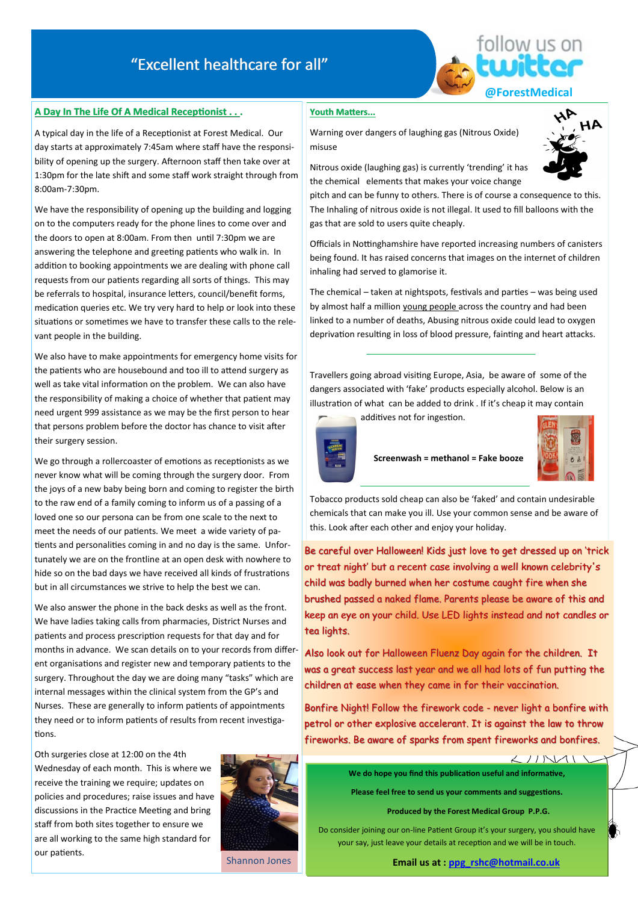# “Excellent healthcare for all”

follow us on twitter

**@ForestMedical**

## A Day In The Life Of A Medical Receptionist . . .

A typical day in the life of a Receptionist at Forest Medical. Our day starts at approximately 7:45am where staff have the responsibility of opening up the surgery. Afternoon staff then take over at 1:30pm for the late shift and some staff work straight through from 8:00am-7:30pm.

We have the responsibility of opening up the building and logging on to the computers ready for the phone lines to come over and the doors to open at 8:00am. From then until 7:30pm we are answering the telephone and greeting patients who walk in. In addition to booking appointments we are dealing with phone call requests from our patients regarding all sorts of things. This may be referrals to hospital, insurance letters, council/benefit forms, medication queries etc. We try very hard to help or look into these situations or sometimes we have to transfer these calls to the relevant people in the building.

We also have to make appointments for emergency home visits for the patients who are housebound and too ill to attend surgery as well as take vital information on the problem. We can also have the responsibility of making a choice of whether that patient may need urgent 999 assistance as we may be the first person to hear that persons problem before the doctor has chance to visit after their surgery session.

We go through a rollercoaster of emotions as receptionists as we never know what will be coming through the surgery door. From the joys of a new baby being born and coming to register the birth to the raw end of a family coming to inform us of a passing of a loved one so our persona can be from one scale to the next to meet the needs of our patients. We meet a wide variety of patients and personalities coming in and no day is the same. Unfortunately we are on the frontline at an open desk with nowhere to hide so on the bad days we have received all kinds of frustrations but in all circumstances we strive to help the best we can.

We also answer the phone in the back desks as well as the front. We have ladies taking calls from pharmacies, District Nurses and patients and process prescription requests for that day and for months in advance. We scan details on to your records from different organisations and register new and temporary patients to the surgery. Throughout the day we are doing many “tasks” which are internal messages within the clinical system from the GP’s and Nurses. These are generally to inform patients of appointments they need or to inform patients of results from recent investigations.

Oth surgeries close at 12:00 on the 4th Wednesday of each month. This is where we receive the training we require; updates on policies and procedures; raise issues and have discussions in the Practice Meeting and bring staff from both sites together to ensure we are all working to the same high standard for our patients.

Shannon Jones

## Youth Matters...

Warning over dangers of laughing gas (Nitrous Oxide) misuse

Nitrous oxide (laughing gas) is currently ‘trending’ it has the chemical elements that makes your voice change pitch and can be funny to others. There is of course a consequence to this. The Inhaling of nitrous oxide is not illegal. It used to fill balloons with the gas that are sold to users quite cheaply.

Officials in Nottinghamshire have reported increasing numbers of canisters being found. It has raised concerns that images on the internet of children inhaling had served to glamorise it.

The chemical – taken at nightspots, festivals and parties – was being used by almost half a million young people across the country and had been linked to a number of deaths, Abusing nitrous oxide could lead to oxygen deprivation resulting in loss of blood pressure, fainting and heart attacks.

---

Travellers going abroad visiting Europe, Asia, be aware of some of the dangers associated with ‘fake’ products especially alcohol. Below is an illustration of what can be added to drink . If it’s cheap it may contain additives not for ingestion.

**Screenwash = methanol = Fake booze**

Tobacco products sold cheap can also be ‘faked’ and contain undesirable chemicals that can make you ill. Use your common sense and be aware of this. Look after each other and enjoy your holiday.

Be careful over Halloween! Kids just love to get dressed up on ‘trick or treat night’ but a recent case involving a well known celebrity's child was badly burned when her costume caught fire when she brushed passed a naked flame. Parents please be aware of this and keep an eye on your child. Use LED lights instead and not candles or tea lights.

Also look out for Halloween Fluenz Day again for the children. It was a great success last year and we all had lots of fun putting the children at ease when they came in for their vaccination.

Bonfire Night! Follow the firework code - never light a bonfire with petrol or other explosive accelerant. It is against the law to throw fireworks. Be aware of sparks from spent fireworks and bonfires.

**We do hope you find this publication useful and informative,**

**Please feel free to send us your comments and suggestions.**

**Produced by the Forest Medical Group P.P.G.**

Do consider joining our on-line Patient Group it’s your surgery, you should have your say, just leave your details at reception and we will be in touch.

**Email us at : ppg_rshc@hotmail.co.uk**